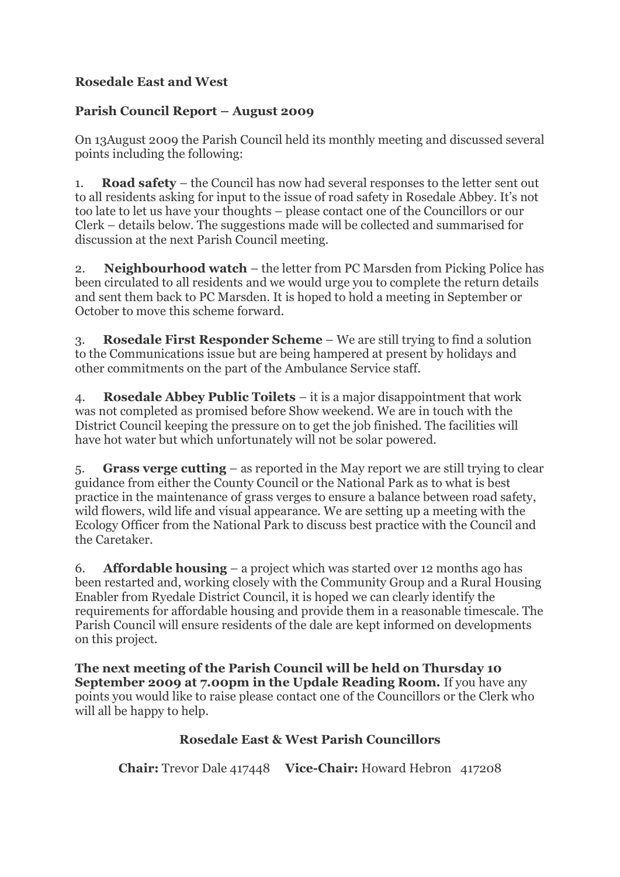**Rosedale East and West**

**Parish Council Report – August 2009**

On 13August 2009 the Parish Council held its monthly meeting and discussed several points including the following:

1. **Road safety** – the Council has now had several responses to the letter sent out to all residents asking for input to the issue of road safety in Rosedale Abbey. It's not too late to let us have your thoughts – please contact one of the Councillors or our Clerk – details below. The suggestions made will be collected and summarised for discussion at the next Parish Council meeting.

2. **Neighbourhood watch** – the letter from PC Marsden from Picking Police has been circulated to all residents and we would urge you to complete the return details and sent them back to PC Marsden. It is hoped to hold a meeting in September or October to move this scheme forward.

3. **Rosedale First Responder Scheme** – We are still trying to find a solution to the Communications issue but are being hampered at present by holidays and other commitments on the part of the Ambulance Service staff.

4. **Rosedale Abbey Public Toilets** – it is a major disappointment that work was not completed as promised before Show weekend. We are in touch with the District Council keeping the pressure on to get the job finished. The facilities will have hot water but which unfortunately will not be solar powered.

5. **Grass verge cutting** – as reported in the May report we are still trying to clear guidance from either the County Council or the National Park as to what is best practice in the maintenance of grass verges to ensure a balance between road safety, wild flowers, wild life and visual appearance. We are setting up a meeting with the Ecology Officer from the National Park to discuss best practice with the Council and the Caretaker.

6. **Affordable housing** – a project which was started over 12 months ago has been restarted and, working closely with the Community Group and a Rural Housing Enabler from Ryedale District Council, it is hoped we can clearly identify the requirements for affordable housing and provide them in a reasonable timescale. The Parish Council will ensure residents of the dale are kept informed on developments on this project.

**The next meeting of the Parish Council will be held on Thursday 10 September 2009 at 7.00pm in the Updale Reading Room.** If you have any points you would like to raise please contact one of the Councillors or the Clerk who will all be happy to help.

**Rosedale East & West Parish Councillors**

**Chair:** Trevor Dale 417448 **Vice-Chair:** Howard Hebron 417208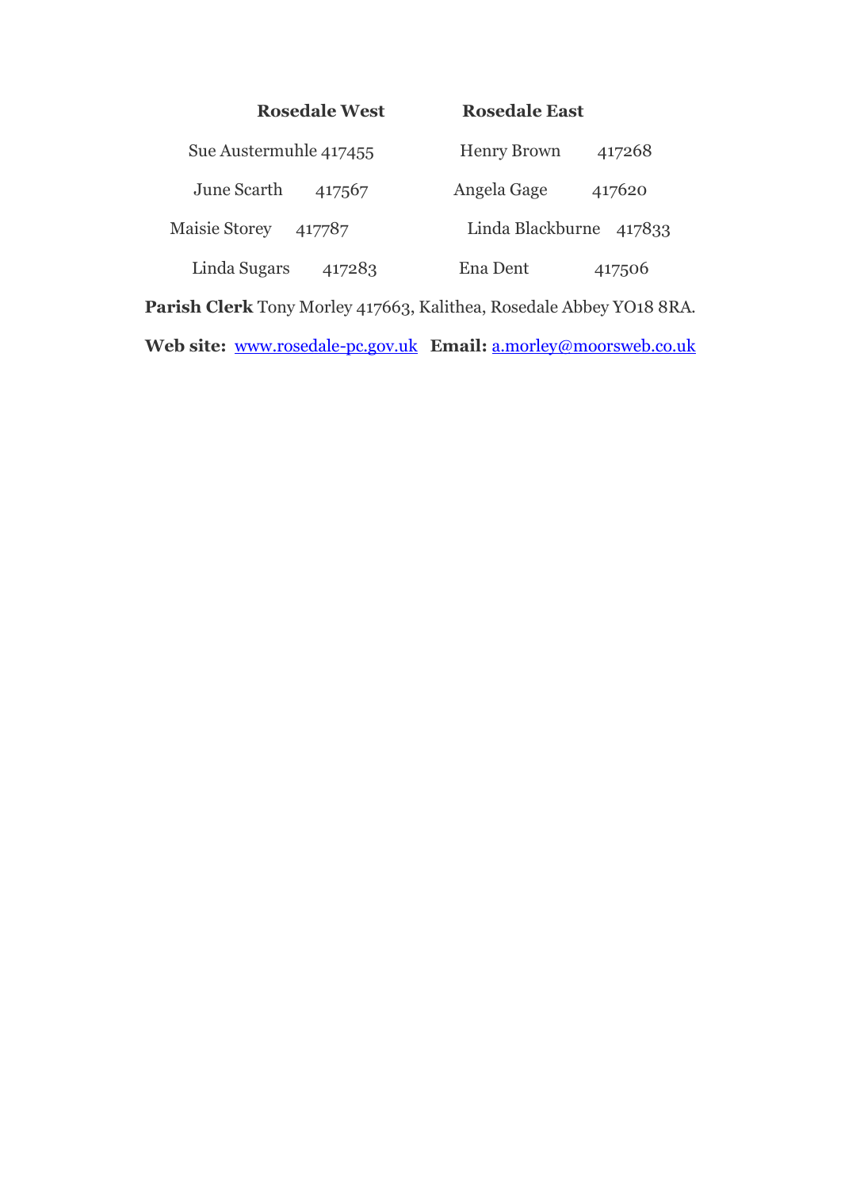| Rosedale West | | Rosedale East | |
|---|---|---|---|
| Sue Austermuhle | 417455 | Henry Brown | 417268 |
| June Scarth | 417567 | Angela Gage | 417620 |
| Maisie Storey | 417787 | Linda Blackburne | 417833 |
| Linda Sugars | 417283 | Ena Dent | 417506 |

**Parish Clerk** Tony Morley 417663, Kalithea, Rosedale Abbey YO18 8RA.

**Web site:** www.rosedale-pc.gov.uk **Email:** a.morley@moorsweb.co.uk